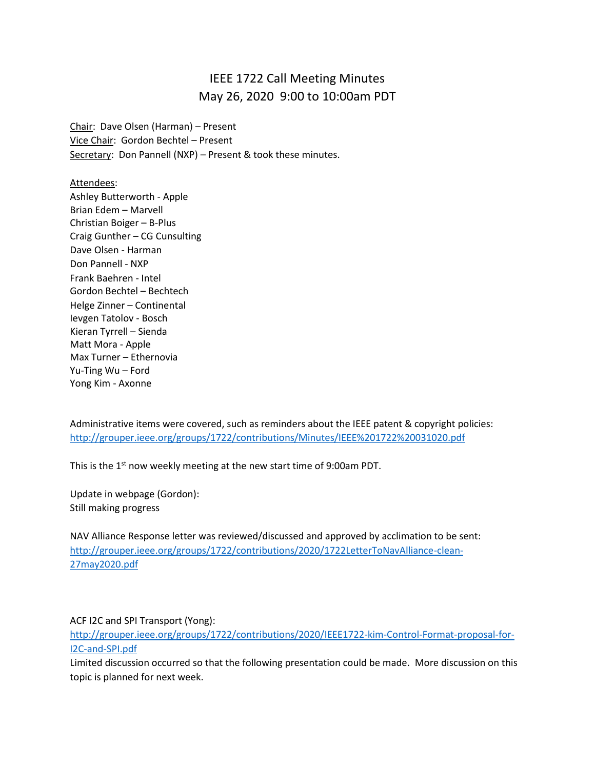# IEEE 1722 Call Meeting Minutes
## May 26, 2020 9:00 to 10:00am PDT

Chair: Dave Olsen (Harman) – Present
Vice Chair: Gordon Bechtel – Present
Secretary: Don Pannell (NXP) – Present & took these minutes.

Attendees:
Ashley Butterworth - Apple
Brian Edem – Marvell
Christian Boiger – B-Plus
Craig Gunther – CG Cunsulting
Dave Olsen - Harman
Don Pannell - NXP
Frank Baehren - Intel
Gordon Bechtel – Bechtech
Helge Zinner – Continental
Ievgen Tatolov - Bosch
Kieran Tyrrell – Sienda
Matt Mora - Apple
Max Turner – Ethernovia
Yu-Ting Wu – Ford
Yong Kim - Axonne

Administrative items were covered, such as reminders about the IEEE patent & copyright policies:
http://grouper.ieee.org/groups/1722/contributions/Minutes/IEEE%201722%20031020.pdf

This is the 1st now weekly meeting at the new start time of 9:00am PDT.

Update in webpage (Gordon):
Still making progress

NAV Alliance Response letter was reviewed/discussed and approved by acclimation to be sent:
http://grouper.ieee.org/groups/1722/contributions/2020/1722LetterToNavAlliance-clean-27may2020.pdf

ACF I2C and SPI Transport (Yong):
http://grouper.ieee.org/groups/1722/contributions/2020/IEEE1722-kim-Control-Format-proposal-for-I2C-and-SPI.pdf
Limited discussion occurred so that the following presentation could be made. More discussion on this topic is planned for next week.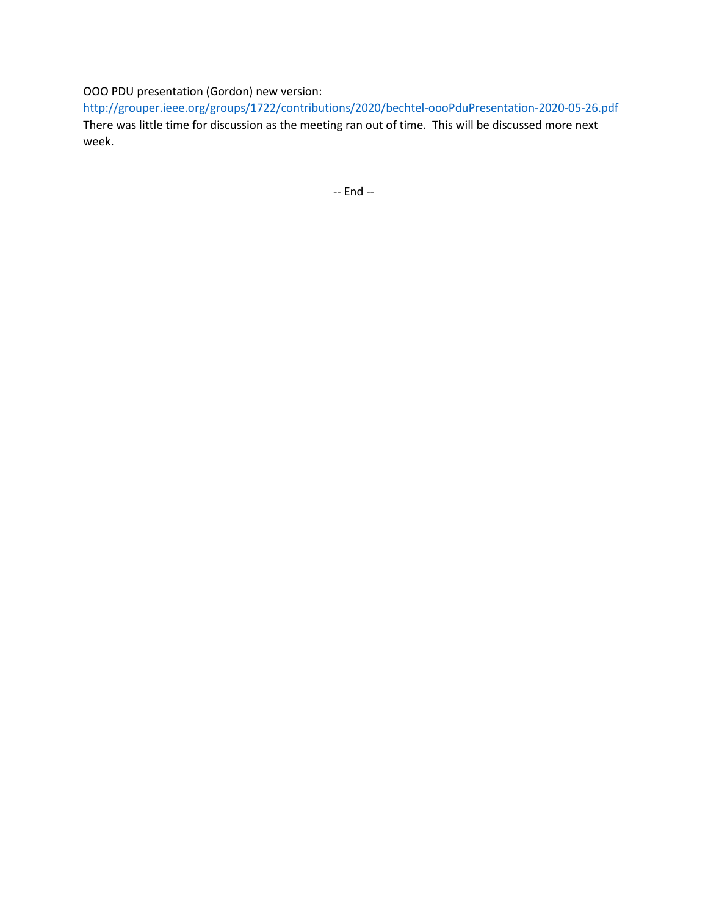OOO PDU presentation (Gordon) new version:
[http://grouper.ieee.org/groups/1722/contributions/2020/bechtel-oooPduPresentation-2020-05-26.pdf](http://grouper.ieee.org/groups/1722/contributions/2020/bechtel-oooPduPresentation-2020-05-26.pdf)
There was little time for discussion as the meeting ran out of time. This will be discussed more next week.

-- End --